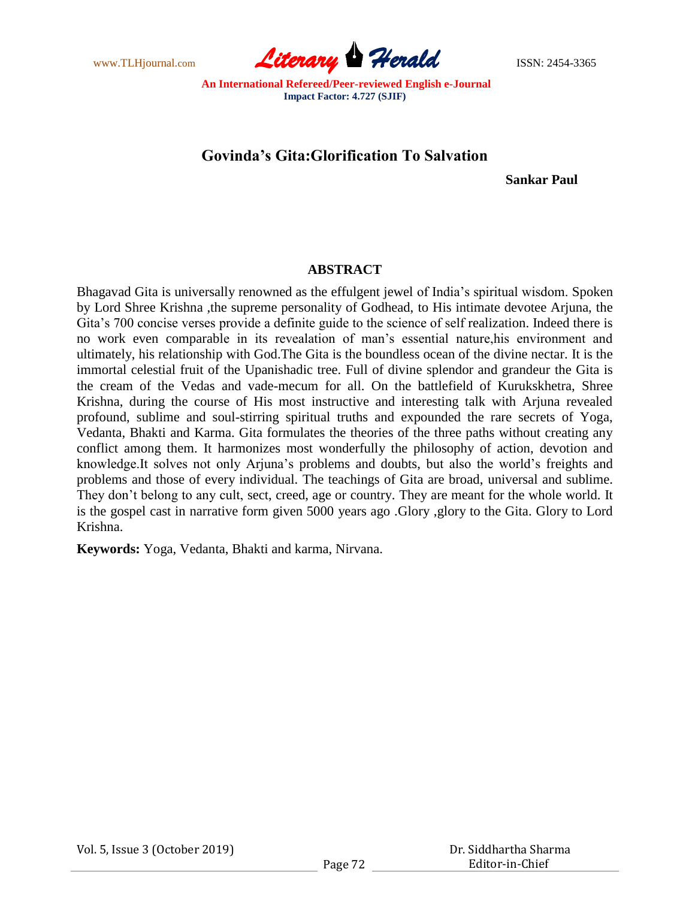# Govinda's Gita:Glorification To Salvation

**Sankar Paul**

## ABSTRACT

Bhagavad Gita is universally renowned as the effulgent jewel of India's spiritual wisdom. Spoken by Lord Shree Krishna ,the supreme personality of Godhead, to His intimate devotee Arjuna, the Gita's 700 concise verses provide a definite guide to the science of self realization. Indeed there is no work even comparable in its revealation of man's essential nature,his environment and ultimately, his relationship with God.The Gita is the boundless ocean of the divine nectar. It is the immortal celestial fruit of the Upanishadic tree. Full of divine splendor and grandeur the Gita is the cream of the Vedas and vade-mecum for all. On the battlefield of Kurukskhetra, Shree Krishna, during the course of His most instructive and interesting talk with Arjuna revealed profound, sublime and soul-stirring spiritual truths and expounded the rare secrets of Yoga, Vedanta, Bhakti and Karma. Gita formulates the theories of the three paths without creating any conflict among them. It harmonizes most wonderfully the philosophy of action, devotion and knowledge.It solves not only Arjuna's problems and doubts, but also the world's freights and problems and those of every individual. The teachings of Gita are broad, universal and sublime. They don't belong to any cult, sect, creed, age or country. They are meant for the whole world. It is the gospel cast in narrative form given 5000 years ago .Glory ,glory to the Gita. Glory to Lord Krishna.

**Keywords:** Yoga, Vedanta, Bhakti and karma, Nirvana.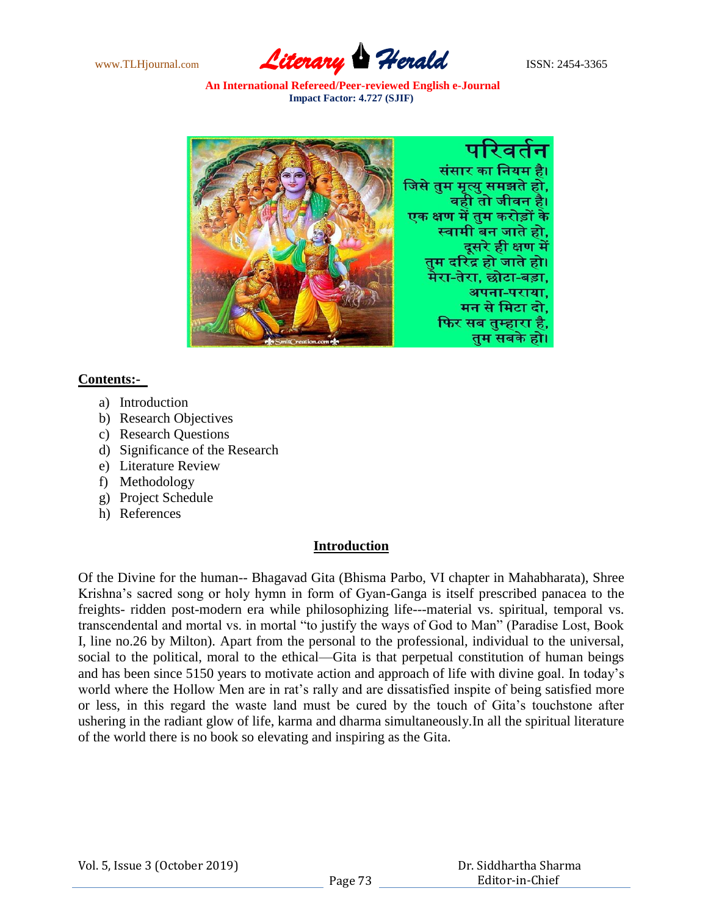## Contents:-

a) Introduction
b) Research Objectives
c) Research Questions
d) Significance of the Research
e) Literature Review
f) Methodology
g) Project Schedule
h) References

## Introduction

Of the Divine for the human-- Bhagavad Gita (Bhisma Parbo, VI chapter in Mahabharata), Shree Krishna's sacred song or holy hymn in form of Gyan-Ganga is itself prescribed panacea to the freights- ridden post-modern era while philosophizing life---material vs. spiritual, temporal vs. transcendental and mortal vs. in mortal "to justify the ways of God to Man" (Paradise Lost, Book I, line no.26 by Milton). Apart from the personal to the professional, individual to the universal, social to the political, moral to the ethical—Gita is that perpetual constitution of human beings and has been since 5150 years to motivate action and approach of life with divine goal. In today's world where the Hollow Men are in rat's rally and are dissatisfied inspite of being satisfied more or less, in this regard the waste land must be cured by the touch of Gita's touchstone after ushering in the radiant glow of life, karma and dharma simultaneously.In all the spiritual literature of the world there is no book so elevating and inspiring as the Gita.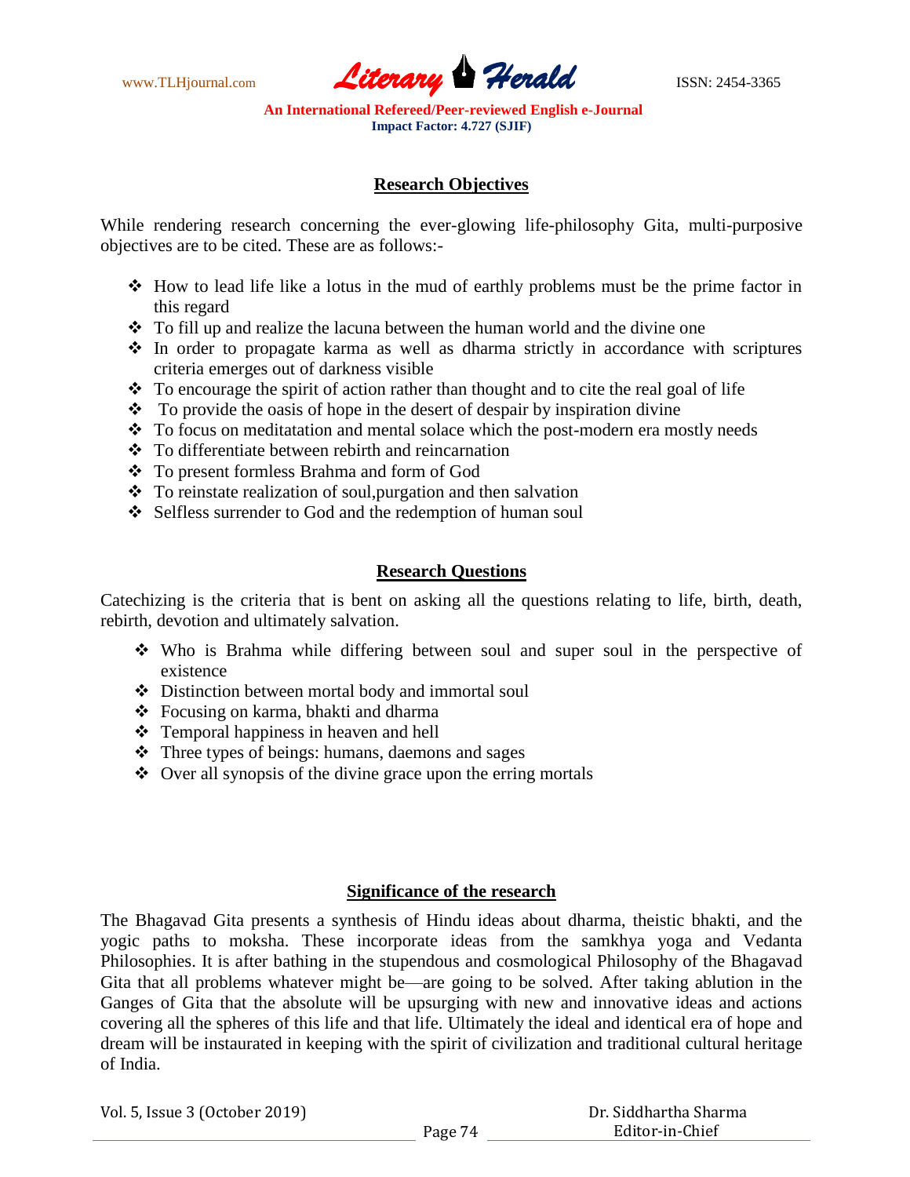## Research Objectives

While rendering research concerning the ever-glowing life-philosophy Gita, multi-purposive objectives are to be cited. These are as follows:-

- How to lead life like a lotus in the mud of earthly problems must be the prime factor in this regard
- To fill up and realize the lacuna between the human world and the divine one
- In order to propagate karma as well as dharma strictly in accordance with scriptures criteria emerges out of darkness visible
- To encourage the spirit of action rather than thought and to cite the real goal of life
- To provide the oasis of hope in the desert of despair by inspiration divine
- To focus on meditatation and mental solace which the post-modern era mostly needs
- To differentiate between rebirth and reincarnation
- To present formless Brahma and form of God
- To reinstate realization of soul,purgation and then salvation
- Selfless surrender to God and the redemption of human soul

## Research Questions

Catechizing is the criteria that is bent on asking all the questions relating to life, birth, death, rebirth, devotion and ultimately salvation.

- Who is Brahma while differing between soul and super soul in the perspective of existence
- Distinction between mortal body and immortal soul
- Focusing on karma, bhakti and dharma
- Temporal happiness in heaven and hell
- Three types of beings: humans, daemons and sages
- Over all synopsis of the divine grace upon the erring mortals

## Significance of the research

The Bhagavad Gita presents a synthesis of Hindu ideas about dharma, theistic bhakti, and the yogic paths to moksha. These incorporate ideas from the samkhya yoga and Vedanta Philosophies. It is after bathing in the stupendous and cosmological Philosophy of the Bhagavad Gita that all problems whatever might be—are going to be solved. After taking ablution in the Ganges of Gita that the absolute will be upsurging with new and innovative ideas and actions covering all the spheres of this life and that life. Ultimately the ideal and identical era of hope and dream will be instaurated in keeping with the spirit of civilization and traditional cultural heritage of India.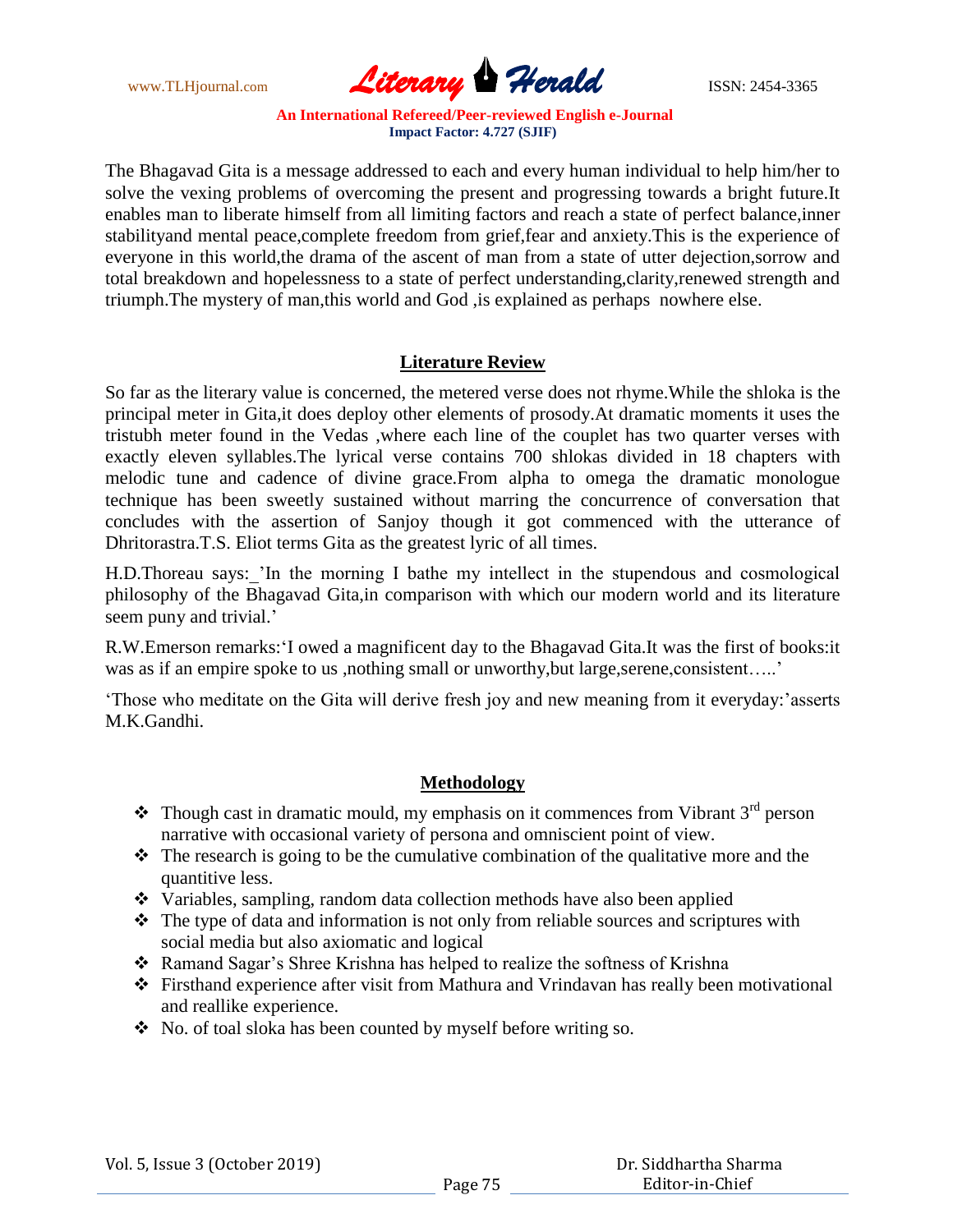The Bhagavad Gita is a message addressed to each and every human individual to help him/her to solve the vexing problems of overcoming the present and progressing towards a bright future.It enables man to liberate himself from all limiting factors and reach a state of perfect balance,inner stabilityand mental peace,complete freedom from grief,fear and anxiety.This is the experience of everyone in this world,the drama of the ascent of man from a state of utter dejection,sorrow and total breakdown and hopelessness to a state of perfect understanding,clarity,renewed strength and triumph.The mystery of man,this world and God ,is explained as perhaps nowhere else.

## Literature Review

So far as the literary value is concerned, the metered verse does not rhyme.While the shloka is the principal meter in Gita,it does deploy other elements of prosody.At dramatic moments it uses the tristubh meter found in the Vedas ,where each line of the couplet has two quarter verses with exactly eleven syllables.The lyrical verse contains 700 shlokas divided in 18 chapters with melodic tune and cadence of divine grace.From alpha to omega the dramatic monologue technique has been sweetly sustained without marring the concurrence of conversation that concludes with the assertion of Sanjoy though it got commenced with the utterance of Dhritorastra.T.S. Eliot terms Gita as the greatest lyric of all times.

H.D.Thoreau says:_'In the morning I bathe my intellect in the stupendous and cosmological philosophy of the Bhagavad Gita,in comparison with which our modern world and its literature seem puny and trivial.'

R.W.Emerson remarks:'I owed a magnificent day to the Bhagavad Gita.It was the first of books:it was as if an empire spoke to us ,nothing small or unworthy,but large,serene,consistent…..'

'Those who meditate on the Gita will derive fresh joy and new meaning from it everyday:'asserts M.K.Gandhi.

## Methodology

- Though cast in dramatic mould, my emphasis on it commences from Vibrant 3rd person narrative with occasional variety of persona and omniscient point of view.
- The research is going to be the cumulative combination of the qualitative more and the quantitive less.
- Variables, sampling, random data collection methods have also been applied
- The type of data and information is not only from reliable sources and scriptures with social media but also axiomatic and logical
- Ramand Sagar's Shree Krishna has helped to realize the softness of Krishna
- Firsthand experience after visit from Mathura and Vrindavan has really been motivational and reallike experience.
- No. of toal sloka has been counted by myself before writing so.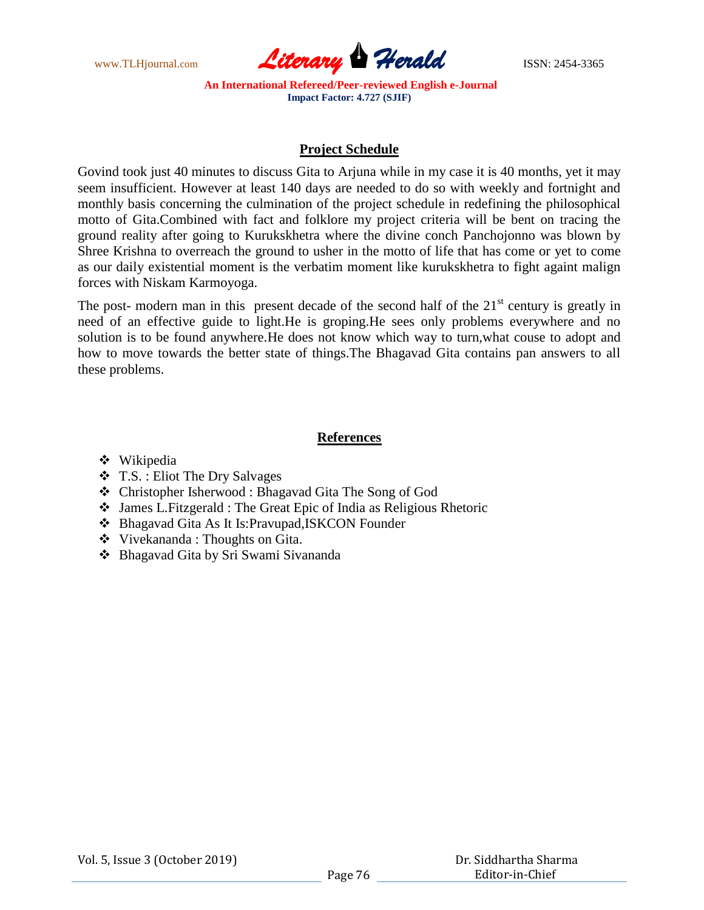## Project Schedule

Govind took just 40 minutes to discuss Gita to Arjuna while in my case it is 40 months, yet it may seem insufficient. However at least 140 days are needed to do so with weekly and fortnight and monthly basis concerning the culmination of the project schedule in redefining the philosophical motto of Gita.Combined with fact and folklore my project criteria will be bent on tracing the ground reality after going to Kurukskhetra where the divine conch Panchojonno was blown by Shree Krishna to overreach the ground to usher in the motto of life that has come or yet to come as our daily existential moment is the verbatim moment like kurukskhetra to fight againt malign forces with Niskam Karmoyoga.

The post- modern man in this present decade of the second half of the 21st century is greatly in need of an effective guide to light.He is groping.He sees only problems everywhere and no solution is to be found anywhere.He does not know which way to turn,what couse to adopt and how to move towards the better state of things.The Bhagavad Gita contains pan answers to all these problems.

## References

- Wikipedia
- T.S. : Eliot The Dry Salvages
- Christopher Isherwood : Bhagavad Gita The Song of God
- James L.Fitzgerald : The Great Epic of India as Religious Rhetoric
- Bhagavad Gita As It Is:Pravupad,ISKCON Founder
- Vivekananda : Thoughts on Gita.
- Bhagavad Gita by Sri Swami Sivananda